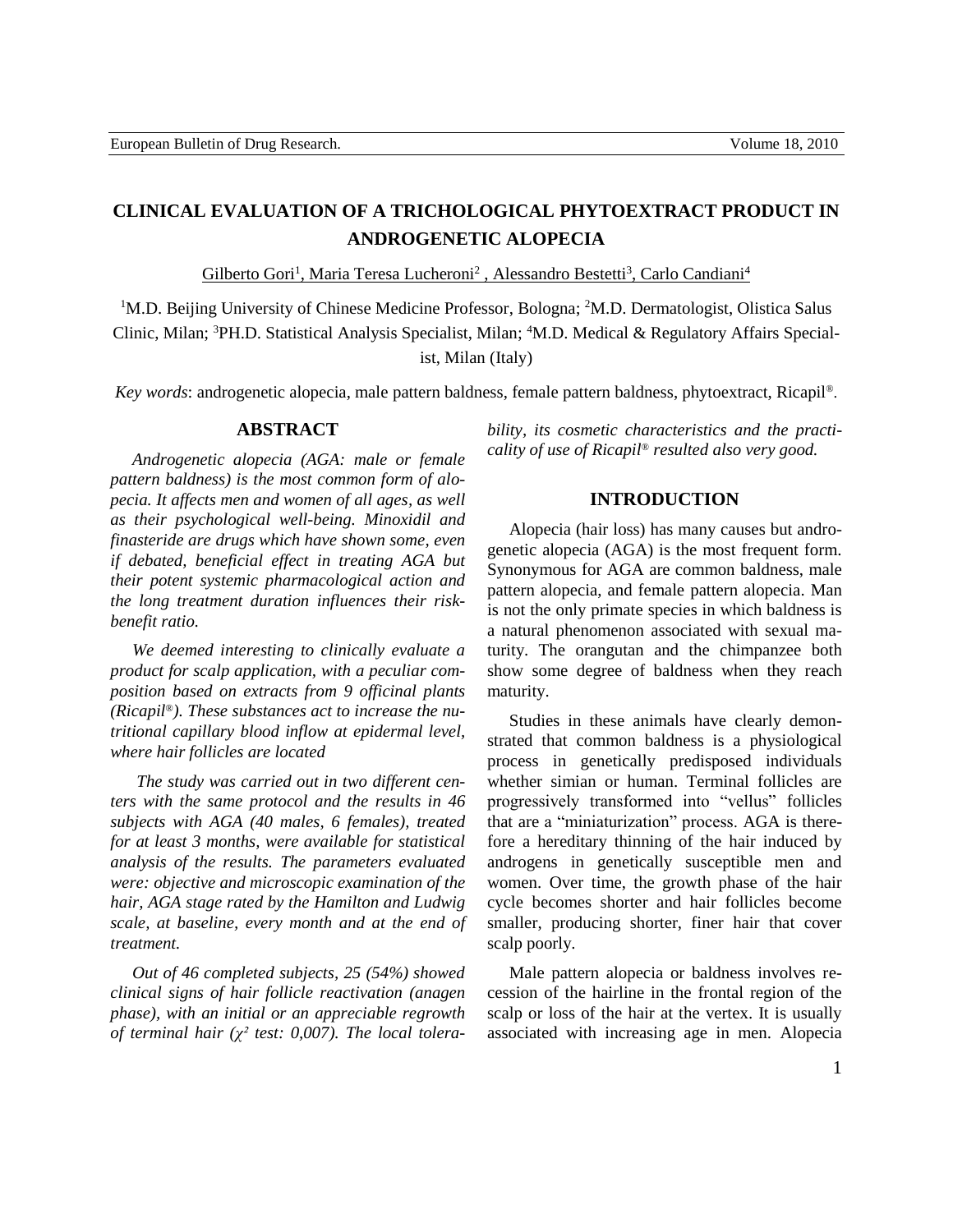# CLINICAL EVALUATION OF A TRICHOLOGICAL PHYTOEXTRACT PRODUCT IN ANDROGENETIC ALOPECIA

Gilberto Gori[1], Maria Teresa Lucheroni[2], Alessandro Bestetti[3], Carlo Candiani[4]

[1]M.D. Beijing University of Chinese Medicine Professor, Bologna; [2]M.D. Dermatologist, Olistica Salus Clinic, Milan; [3]PH.D. Statistical Analysis Specialist, Milan; [4]M.D. Medical & Regulatory Affairs Specialist, Milan (Italy)

*Key words*: androgenetic alopecia, male pattern baldness, female pattern baldness, phytoextract, Ricapil®.

## ABSTRACT

*Androgenetic alopecia (AGA: male or female pattern baldness) is the most common form of alopecia. It affects men and women of all ages, as well as their psychological well-being. Minoxidil and finasteride are drugs which have shown some, even if debated, beneficial effect in treating AGA but their potent systemic pharmacological action and the long treatment duration influences their risk-benefit ratio.*

*We deemed interesting to clinically evaluate a product for scalp application, with a peculiar composition based on extracts from 9 officinal plants (Ricapil®). These substances act to increase the nutritional capillary blood inflow at epidermal level, where hair follicles are located*

*The study was carried out in two different centers with the same protocol and the results in 46 subjects with AGA (40 males, 6 females), treated for at least 3 months, were available for statistical analysis of the results. The parameters evaluated were: objective and microscopic examination of the hair, AGA stage rated by the Hamilton and Ludwig scale, at baseline, every month and at the end of treatment.*

*Out of 46 completed subjects, 25 (54%) showed clinical signs of hair follicle reactivation (anagen phase), with an initial or an appreciable regrowth of terminal hair ($\chi^2$ test: 0,007). The local tolerability, its cosmetic characteristics and the practicality of use of Ricapil® resulted also very good.*

## INTRODUCTION

Alopecia (hair loss) has many causes but androgenetic alopecia (AGA) is the most frequent form. Synonymous for AGA are common baldness, male pattern alopecia, and female pattern alopecia. Man is not the only primate species in which baldness is a natural phenomenon associated with sexual maturity. The orangutan and the chimpanzee both show some degree of baldness when they reach maturity.

Studies in these animals have clearly demonstrated that common baldness is a physiological process in genetically predisposed individuals whether simian or human. Terminal follicles are progressively transformed into "vellus" follicles that are a "miniaturization" process. AGA is therefore a hereditary thinning of the hair induced by androgens in genetically susceptible men and women. Over time, the growth phase of the hair cycle becomes shorter and hair follicles become smaller, producing shorter, finer hair that cover scalp poorly.

Male pattern alopecia or baldness involves recession of the hairline in the frontal region of the scalp or loss of the hair at the vertex. It is usually associated with increasing age in men. Alopecia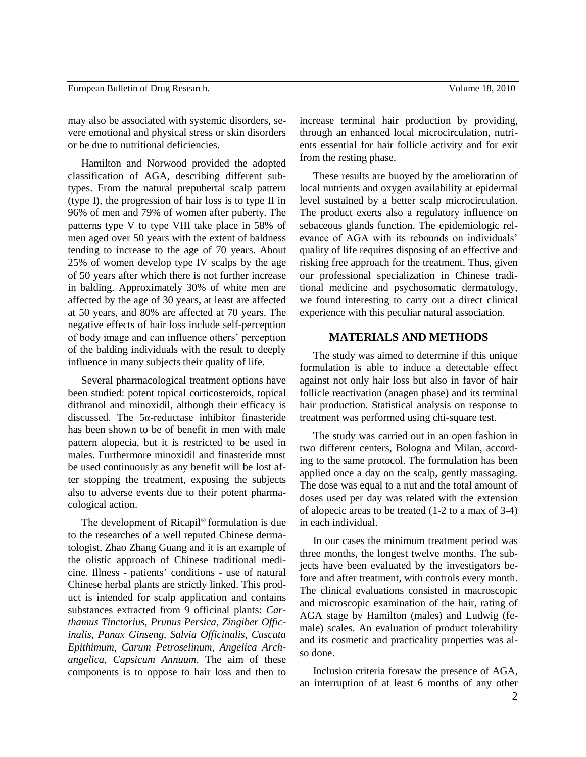may also be associated with systemic disorders, severe emotional and physical stress or skin disorders or be due to nutritional deficiencies.

Hamilton and Norwood provided the adopted classification of AGA, describing different subtypes. From the natural prepubertal scalp pattern (type I), the progression of hair loss is to type II in 96% of men and 79% of women after puberty. The patterns type V to type VIII take place in 58% of men aged over 50 years with the extent of baldness tending to increase to the age of 70 years. About 25% of women develop type IV scalps by the age of 50 years after which there is not further increase in balding. Approximately 30% of white men are affected by the age of 30 years, at least are affected at 50 years, and 80% are affected at 70 years. The negative effects of hair loss include self-perception of body image and can influence others' perception of the balding individuals with the result to deeply influence in many subjects their quality of life.

Several pharmacological treatment options have been studied: potent topical corticosteroids, topical dithranol and minoxidil, although their efficacy is discussed. The 5α-reductase inhibitor finasteride has been shown to be of benefit in men with male pattern alopecia, but it is restricted to be used in males. Furthermore minoxidil and finasteride must be used continuously as any benefit will be lost after stopping the treatment, exposing the subjects also to adverse events due to their potent pharmacological action.

The development of Ricapil® formulation is due to the researches of a well reputed Chinese dermatologist, Zhao Zhang Guang and it is an example of the olistic approach of Chinese traditional medicine. Illness - patients' conditions - use of natural Chinese herbal plants are strictly linked. This product is intended for scalp application and contains substances extracted from 9 officinal plants: *Carthamus Tinctorius*, *Prunus Persica*, *Zingiber Officinalis*, *Panax Ginseng*, *Salvia Officinalis*, *Cuscuta Epithimum*, *Carum Petroselinum*, *Angelica Archangelica*, *Capsicum Annuum*. The aim of these components is to oppose to hair loss and then to increase terminal hair production by providing, through an enhanced local microcirculation, nutrients essential for hair follicle activity and for exit from the resting phase.

These results are buoyed by the amelioration of local nutrients and oxygen availability at epidermal level sustained by a better scalp microcirculation. The product exerts also a regulatory influence on sebaceous glands function. The epidemiologic relevance of AGA with its rebounds on individuals' quality of life requires disposing of an effective and risking free approach for the treatment. Thus, given our professional specialization in Chinese traditional medicine and psychosomatic dermatology, we found interesting to carry out a direct clinical experience with this peculiar natural association.

## MATERIALS AND METHODS

The study was aimed to determine if this unique formulation is able to induce a detectable effect against not only hair loss but also in favor of hair follicle reactivation (anagen phase) and its terminal hair production. Statistical analysis on response to treatment was performed using chi-square test.

The study was carried out in an open fashion in two different centers, Bologna and Milan, according to the same protocol. The formulation has been applied once a day on the scalp, gently massaging. The dose was equal to a nut and the total amount of doses used per day was related with the extension of alopecic areas to be treated (1-2 to a max of 3-4) in each individual.

In our cases the minimum treatment period was three months, the longest twelve months. The subjects have been evaluated by the investigators before and after treatment, with controls every month. The clinical evaluations consisted in macroscopic and microscopic examination of the hair, rating of AGA stage by Hamilton (males) and Ludwig (female) scales. An evaluation of product tolerability and its cosmetic and practicality properties was also done.

Inclusion criteria foresaw the presence of AGA, an interruption of at least 6 months of any other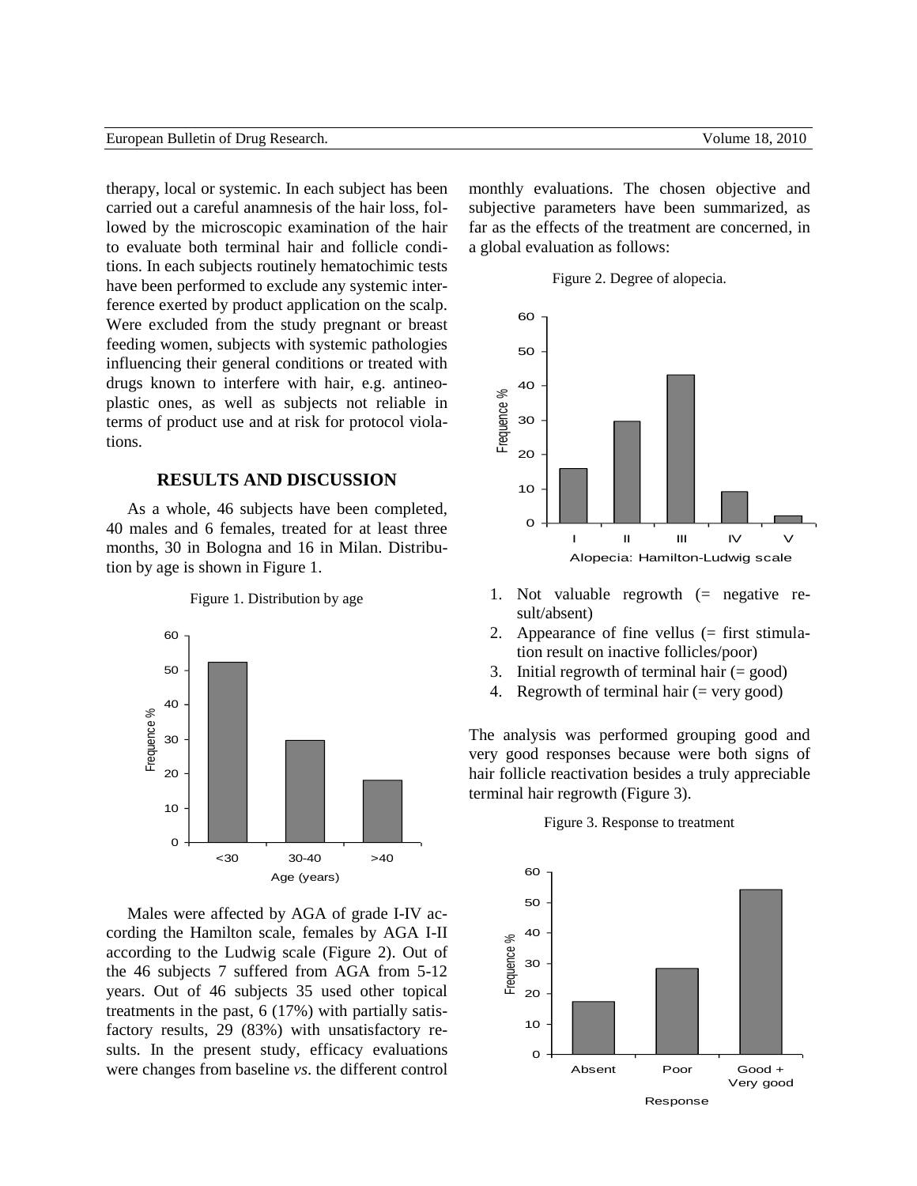therapy, local or systemic. In each subject has been carried out a careful anamnesis of the hair loss, followed by the microscopic examination of the hair to evaluate both terminal hair and follicle conditions. In each subjects routinely hematochimic tests have been performed to exclude any systemic interference exerted by product application on the scalp. Were excluded from the study pregnant or breast feeding women, subjects with systemic pathologies influencing their general conditions or treated with drugs known to interfere with hair, e.g. antineoplastic ones, as well as subjects not reliable in terms of product use and at risk for protocol violations.

## RESULTS AND DISCUSSION

As a whole, 46 subjects have been completed, 40 males and 6 females, treated for at least three months, 30 in Bologna and 16 in Milan. Distribution by age is shown in Figure 1.

Figure 1. Distribution by age

Males were affected by AGA of grade I-IV according the Hamilton scale, females by AGA I-II according to the Ludwig scale (Figure 2). Out of the 46 subjects 7 suffered from AGA from 5-12 years. Out of 46 subjects 35 used other topical treatments in the past, 6 (17%) with partially satisfactory results, 29 (83%) with unsatisfactory results. In the present study, efficacy evaluations were changes from baseline *vs*. the different control monthly evaluations. The chosen objective and subjective parameters have been summarized, as far as the effects of the treatment are concerned, in a global evaluation as follows:

Figure 2. Degree of alopecia.

1. Not valuable regrowth (= negative result/absent)
2. Appearance of fine vellus (= first stimulation result on inactive follicles/poor)
3. Initial regrowth of terminal hair (= good)
4. Regrowth of terminal hair (= very good)

The analysis was performed grouping good and very good responses because were both signs of hair follicle reactivation besides a truly appreciable terminal hair regrowth (Figure 3).

Figure 3. Response to treatment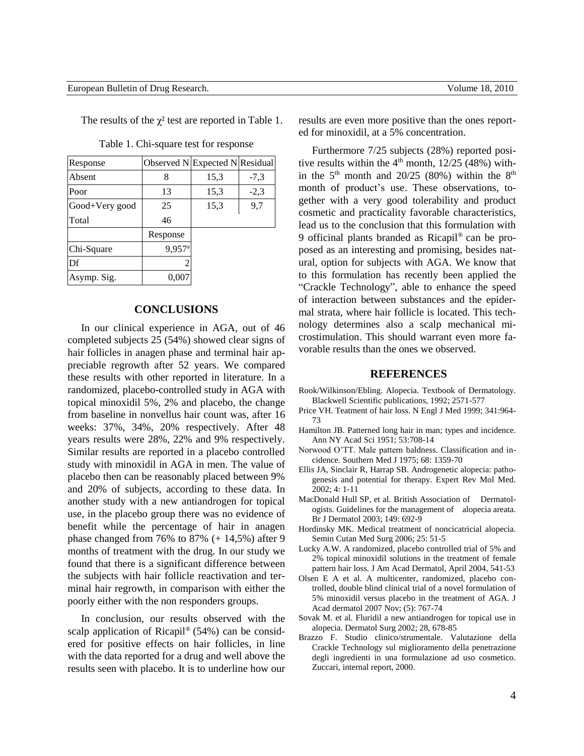The results of the $\chi^2$ test are reported in Table 1.

Table 1. Chi-square test for response

| Response | Observed N | Expected N | Residual |
|---|---|---|---|
| Absent | 8 | 15,3 | -7,3 |
| Poor | 13 | 15,3 | -2,3 |
| Good+Very good | 25 | 15,3 | 9,7 |
| Total | 46 | | |

| | Response |
|---|---|
| Chi-Square | 9,957[a] |
| Df | 2 |
| Asymp. Sig. | 0,007 |

## CONCLUSIONS

In our clinical experience in AGA, out of 46 completed subjects 25 (54%) showed clear signs of hair follicles in anagen phase and terminal hair appreciable regrowth after 52 years. We compared these results with other reported in literature. In a randomized, placebo-controlled study in AGA with topical minoxidil 5%, 2% and placebo, the change from baseline in nonvellus hair count was, after 16 weeks: 37%, 34%, 20% respectively. After 48 years results were 28%, 22% and 9% respectively. Similar results are reported in a placebo controlled study with minoxidil in AGA in men. The value of placebo then can be reasonably placed between 9% and 20% of subjects, according to these data. In another study with a new antiandrogen for topical use, in the placebo group there was no evidence of benefit while the percentage of hair in anagen phase changed from 76% to 87% (+ 14,5%) after 9 months of treatment with the drug. In our study we found that there is a significant difference between the subjects with hair follicle reactivation and terminal hair regrowth, in comparison with either the poorly either with the non responders groups.

In conclusion, our results observed with the scalp application of Ricapil® (54%) can be considered for positive effects on hair follicles, in line with the data reported for a drug and well above the results seen with placebo. It is to underline how our results are even more positive than the ones reported for minoxidil, at a 5% concentration.

Furthermore 7/25 subjects (28%) reported positive results within the 4th month, 12/25 (48%) within the 5th month and 20/25 (80%) within the 8th month of product's use. These observations, together with a very good tolerability and product cosmetic and practicality favorable characteristics, lead us to the conclusion that this formulation with 9 officinal plants branded as Ricapil® can be proposed as an interesting and promising, besides natural, option for subjects with AGA. We know that to this formulation has recently been applied the "Crackle Technology", able to enhance the speed of interaction between substances and the epidermal strata, where hair follicle is located. This technology determines also a scalp mechanical microstimulation. This should warrant even more favorable results than the ones we observed.

## REFERENCES

Rook/Wilkinson/Ebling. Alopecia. Textbook of Dermatology. Blackwell Scientific publications, 1992; 2571-577

Price VH. Teatment of hair loss. N Engl J Med 1999; 341:964-73

Hamilton JB. Patterned long hair in man; types and incidence. Ann NY Acad Sci 1951; 53:708-14

Norwood O'TT. Male pattern baldness. Classification and incidence. Southern Med J 1975; 68: 1359-70

Ellis JA, Sinclair R, Harrap SB. Androgenetic alopecia: pathogenesis and potential for therapy. Expert Rev Mol Med. 2002; 4: 1-11

MacDonald Hull SP, et al. British Association of Dermatologists. Guidelines for the management of alopecia areata. Br J Dermatol 2003; 149: 692-9

Hordinsky MK. Medical treatment of noncicatricial alopecia. Semin Cutan Med Surg 2006; 25: 51-5

Lucky A.W. A randomized, placebo controlled trial of 5% and 2% topical minoxidil solutions in the treatment of female pattern hair loss. J Am Acad Dermatol, April 2004, 541-53

Olsen E A et al. A multicenter, randomized, placebo controlled, double blind clinical trial of a novel formulation of 5% minoxidil versus placebo in the treatment of AGA. J Acad dermatol 2007 Nov; (5): 767-74

Sovak M. et al. Fluridil a new antiandrogen for topical use in alopecia. Dermatol Surg 2002; 28, 678-85

Brazzo F. Studio clinico/strumentale. Valutazione della Crackle Technology sul miglioramento della penetrazione degli ingredienti in una formulazione ad uso cosmetico. Zuccari, internal report, 2000.